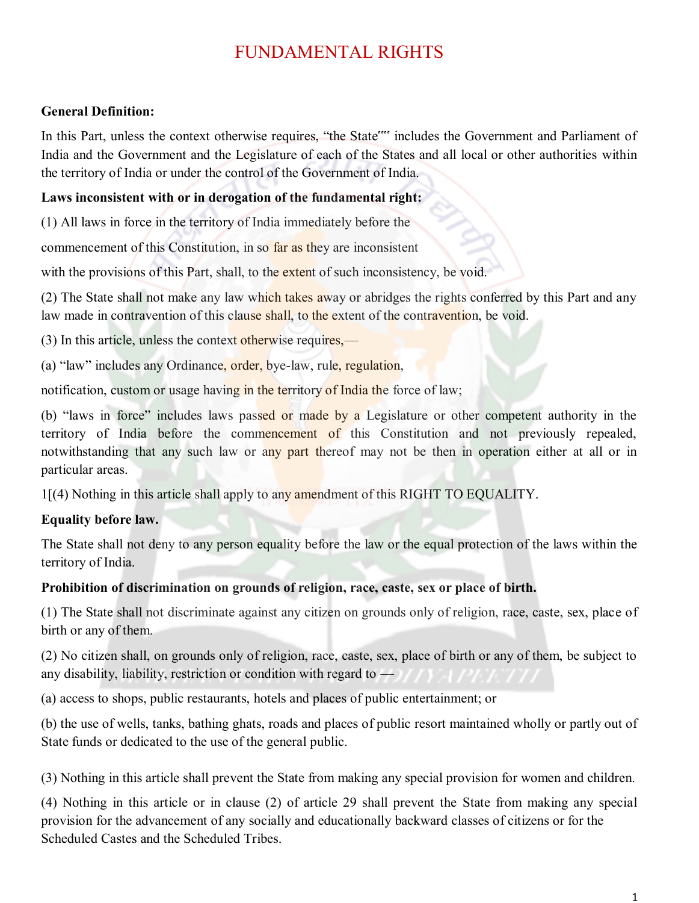# FUNDAMENTAL RIGHTS

**General Definition:**

In this Part, unless the context otherwise requires, "the State"" includes the Government and Parliament of India and the Government and the Legislature of each of the States and all local or other authorities within the territory of India or under the control of the Government of India.

**Laws inconsistent with or in derogation of the fundamental right:**

(1) All laws in force in the territory of India immediately before the commencement of this Constitution, in so far as they are inconsistent with the provisions of this Part, shall, to the extent of such inconsistency, be void.

(2) The State shall not make any law which takes away or abridges the rights conferred by this Part and any law made in contravention of this clause shall, to the extent of the contravention, be void.

(3) In this article, unless the context otherwise requires,—

(a) "law" includes any Ordinance, order, bye-law, rule, regulation, notification, custom or usage having in the territory of India the force of law;

(b) "laws in force" includes laws passed or made by a Legislature or other competent authority in the territory of India before the commencement of this Constitution and not previously repealed, notwithstanding that any such law or any part thereof may not be then in operation either at all or in particular areas.

1[(4) Nothing in this article shall apply to any amendment of this RIGHT TO EQUALITY.

**Equality before law.**

The State shall not deny to any person equality before the law or the equal protection of the laws within the territory of India.

**Prohibition of discrimination on grounds of religion, race, caste, sex or place of birth.**

(1) The State shall not discriminate against any citizen on grounds only of religion, race, caste, sex, place of birth or any of them.

(2) No citizen shall, on grounds only of religion, race, caste, sex, place of birth or any of them, be subject to any disability, liability, restriction or condition with regard to —

(a) access to shops, public restaurants, hotels and places of public entertainment; or

(b) the use of wells, tanks, bathing ghats, roads and places of public resort maintained wholly or partly out of State funds or dedicated to the use of the general public.

(3) Nothing in this article shall prevent the State from making any special provision for women and children.

(4) Nothing in this article or in clause (2) of article 29 shall prevent the State from making any special provision for the advancement of any socially and educationally backward classes of citizens or for the Scheduled Castes and the Scheduled Tribes.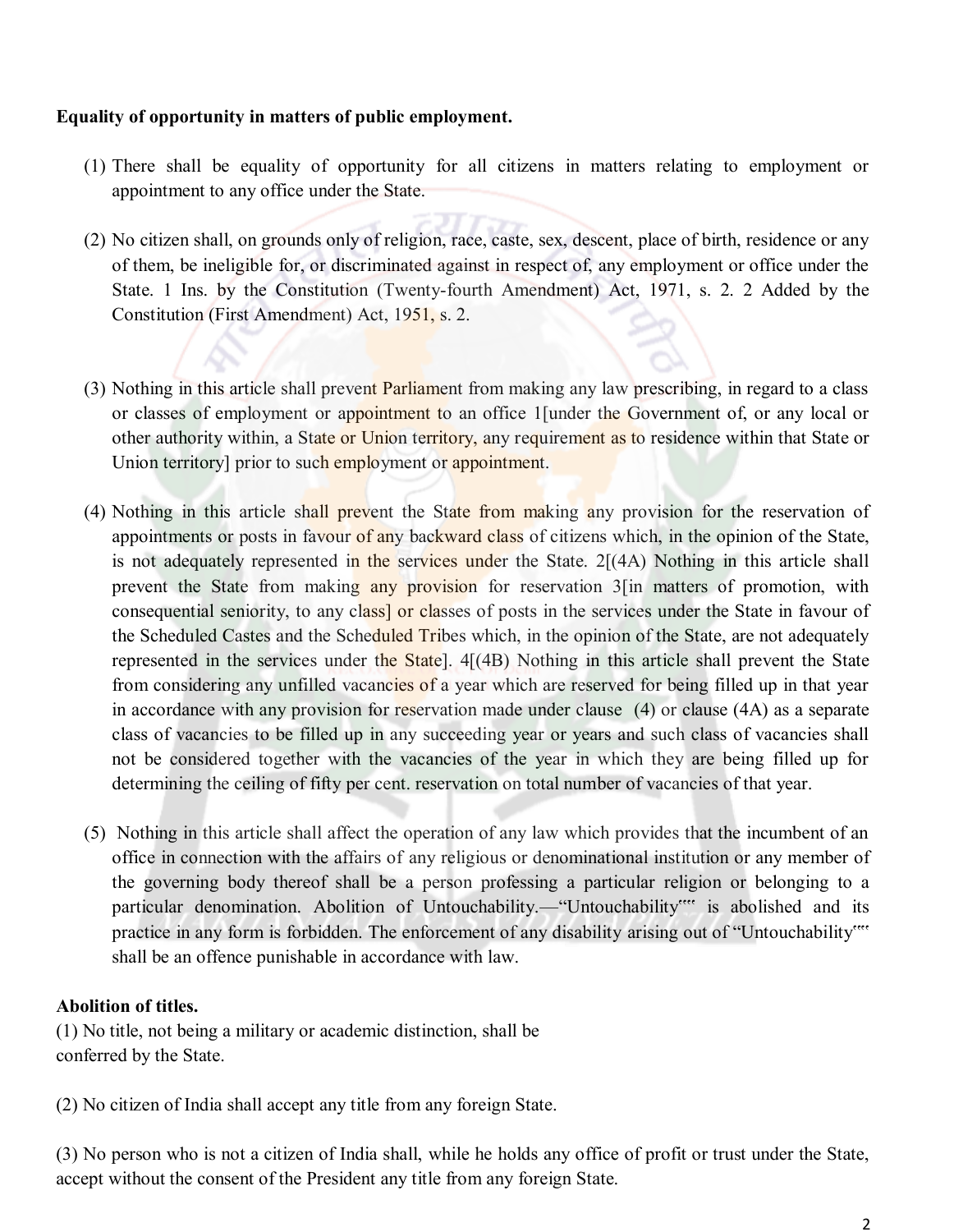**Equality of opportunity in matters of public employment.**

(1) There shall be equality of opportunity for all citizens in matters relating to employment or appointment to any office under the State.

(2) No citizen shall, on grounds only of religion, race, caste, sex, descent, place of birth, residence or any of them, be ineligible for, or discriminated against in respect of, any employment or office under the State. 1 Ins. by the Constitution (Twenty-fourth Amendment) Act, 1971, s. 2. 2 Added by the Constitution (First Amendment) Act, 1951, s. 2.

(3) Nothing in this article shall prevent Parliament from making any law prescribing, in regard to a class or classes of employment or appointment to an office 1[under the Government of, or any local or other authority within, a State or Union territory, any requirement as to residence within that State or Union territory] prior to such employment or appointment.

(4) Nothing in this article shall prevent the State from making any provision for the reservation of appointments or posts in favour of any backward class of citizens which, in the opinion of the State, is not adequately represented in the services under the State. 2[(4A) Nothing in this article shall prevent the State from making any provision for reservation 3[in matters of promotion, with consequential seniority, to any class] or classes of posts in the services under the State in favour of the Scheduled Castes and the Scheduled Tribes which, in the opinion of the State, are not adequately represented in the services under the State]. 4[(4B) Nothing in this article shall prevent the State from considering any unfilled vacancies of a year which are reserved for being filled up in that year in accordance with any provision for reservation made under clause (4) or clause (4A) as a separate class of vacancies to be filled up in any succeeding year or years and such class of vacancies shall not be considered together with the vacancies of the year in which they are being filled up for determining the ceiling of fifty per cent. reservation on total number of vacancies of that year.

(5) Nothing in this article shall affect the operation of any law which provides that the incumbent of an office in connection with the affairs of any religious or denominational institution or any member of the governing body thereof shall be a person professing a particular religion or belonging to a particular denomination. Abolition of Untouchability.—"Untouchability" is abolished and its practice in any form is forbidden. The enforcement of any disability arising out of "Untouchability" shall be an offence punishable in accordance with law.

**Abolition of titles.**

(1) No title, not being a military or academic distinction, shall be conferred by the State.

(2) No citizen of India shall accept any title from any foreign State.

(3) No person who is not a citizen of India shall, while he holds any office of profit or trust under the State, accept without the consent of the President any title from any foreign State.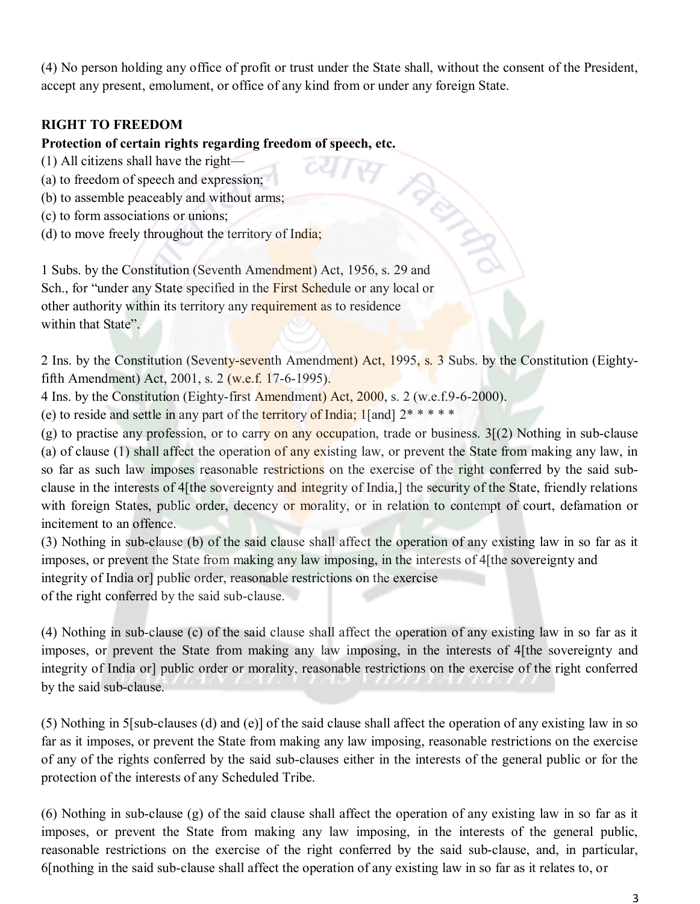(4) No person holding any office of profit or trust under the State shall, without the consent of the President, accept any present, emolument, or office of any kind from or under any foreign State.

**RIGHT TO FREEDOM**

**Protection of certain rights regarding freedom of speech, etc.**

(1) All citizens shall have the right—

(a) to freedom of speech and expression;

(b) to assemble peaceably and without arms;

(c) to form associations or unions;

(d) to move freely throughout the territory of India;

1 Subs. by the Constitution (Seventh Amendment) Act, 1956, s. 29 and Sch., for "under any State specified in the First Schedule or any local or other authority within its territory any requirement as to residence within that State".

2 Ins. by the Constitution (Seventy-seventh Amendment) Act, 1995, s. 3 Subs. by the Constitution (Eighty-fifth Amendment) Act, 2001, s. 2 (w.e.f. 17-6-1995).

4 Ins. by the Constitution (Eighty-first Amendment) Act, 2000, s. 2 (w.e.f.9-6-2000).

(e) to reside and settle in any part of the territory of India; 1[and] 2* * * * *

(g) to practise any profession, or to carry on any occupation, trade or business. 3[(2) Nothing in sub-clause (a) of clause (1) shall affect the operation of any existing law, or prevent the State from making any law, in so far as such law imposes reasonable restrictions on the exercise of the right conferred by the said sub-clause in the interests of 4[the sovereignty and integrity of India,] the security of the State, friendly relations with foreign States, public order, decency or morality, or in relation to contempt of court, defamation or incitement to an offence.

(3) Nothing in sub-clause (b) of the said clause shall affect the operation of any existing law in so far as it imposes, or prevent the State from making any law imposing, in the interests of 4[the sovereignty and integrity of India or] public order, reasonable restrictions on the exercise of the right conferred by the said sub-clause.

(4) Nothing in sub-clause (c) of the said clause shall affect the operation of any existing law in so far as it imposes, or prevent the State from making any law imposing, in the interests of 4[the sovereignty and integrity of India or] public order or morality, reasonable restrictions on the exercise of the right conferred by the said sub-clause.

(5) Nothing in 5[sub-clauses (d) and (e)] of the said clause shall affect the operation of any existing law in so far as it imposes, or prevent the State from making any law imposing, reasonable restrictions on the exercise of any of the rights conferred by the said sub-clauses either in the interests of the general public or for the protection of the interests of any Scheduled Tribe.

(6) Nothing in sub-clause (g) of the said clause shall affect the operation of any existing law in so far as it imposes, or prevent the State from making any law imposing, in the interests of the general public, reasonable restrictions on the exercise of the right conferred by the said sub-clause, and, in particular, 6[nothing in the said sub-clause shall affect the operation of any existing law in so far as it relates to, or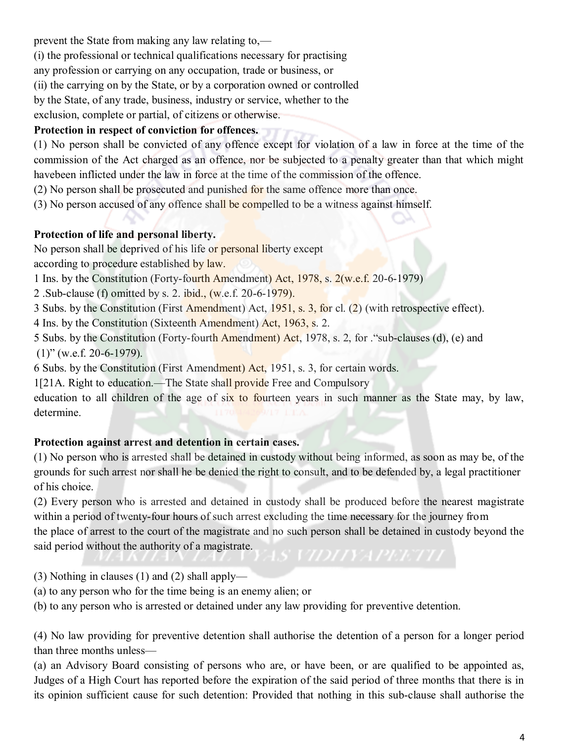prevent the State from making any law relating to,—
(i) the professional or technical qualifications necessary for practising
any profession or carrying on any occupation, trade or business, or
(ii) the carrying on by the State, or by a corporation owned or controlled
by the State, of any trade, business, industry or service, whether to the
exclusion, complete or partial, of citizens or otherwise.

**Protection in respect of conviction for offences.**

(1) No person shall be convicted of any offence except for violation of a law in force at the time of the commission of the Act charged as an offence, nor be subjected to a penalty greater than that which might havebeen inflicted under the law in force at the time of the commission of the offence.
(2) No person shall be prosecuted and punished for the same offence more than once.
(3) No person accused of any offence shall be compelled to be a witness against himself.

**Protection of life and personal liberty.**

No person shall be deprived of his life or personal liberty except
according to procedure established by law.

1 Ins. by the Constitution (Forty-fourth Amendment) Act, 1978, s. 2(w.e.f. 20-6-1979)
2 .Sub-clause (f) omitted by s. 2. ibid., (w.e.f. 20-6-1979).
3 Subs. by the Constitution (First Amendment) Act, 1951, s. 3, for cl. (2) (with retrospective effect).
4 Ins. by the Constitution (Sixteenth Amendment) Act, 1963, s. 2.
5 Subs. by the Constitution (Forty-fourth Amendment) Act, 1978, s. 2, for ."sub-clauses (d), (e) and (1)" (w.e.f. 20-6-1979).
6 Subs. by the Constitution (First Amendment) Act, 1951, s. 3, for certain words.

1[21A. Right to education.—The State shall provide Free and Compulsory
education to all children of the age of six to fourteen years in such manner as the State may, by law, determine.

**Protection against arrest and detention in certain cases.**

(1) No person who is arrested shall be detained in custody without being informed, as soon as may be, of the grounds for such arrest nor shall he be denied the right to consult, and to be defended by, a legal practitioner of his choice.
(2) Every person who is arrested and detained in custody shall be produced before the nearest magistrate within a period of twenty-four hours of such arrest excluding the time necessary for the journey from
the place of arrest to the court of the magistrate and no such person shall be detained in custody beyond the said period without the authority of a magistrate.

(3) Nothing in clauses (1) and (2) shall apply—
(a) to any person who for the time being is an enemy alien; or
(b) to any person who is arrested or detained under any law providing for preventive detention.

(4) No law providing for preventive detention shall authorise the detention of a person for a longer period than three months unless—
(a) an Advisory Board consisting of persons who are, or have been, or are qualified to be appointed as, Judges of a High Court has reported before the expiration of the said period of three months that there is in its opinion sufficient cause for such detention: Provided that nothing in this sub-clause shall authorise the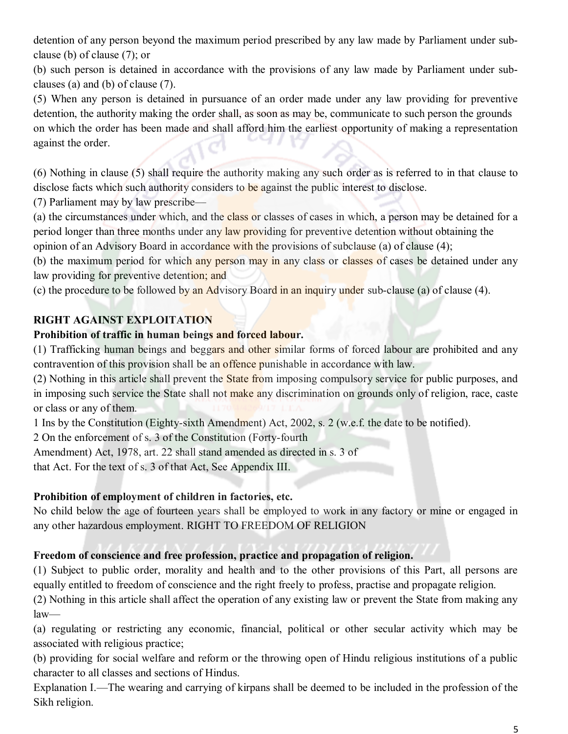detention of any person beyond the maximum period prescribed by any law made by Parliament under sub-clause (b) of clause (7); or

(b) such person is detained in accordance with the provisions of any law made by Parliament under sub-clauses (a) and (b) of clause (7).

(5) When any person is detained in pursuance of an order made under any law providing for preventive detention, the authority making the order shall, as soon as may be, communicate to such person the grounds on which the order has been made and shall afford him the earliest opportunity of making a representation against the order.

(6) Nothing in clause (5) shall require the authority making any such order as is referred to in that clause to disclose facts which such authority considers to be against the public interest to disclose.

(7) Parliament may by law prescribe—

(a) the circumstances under which, and the class or classes of cases in which, a person may be detained for a period longer than three months under any law providing for preventive detention without obtaining the opinion of an Advisory Board in accordance with the provisions of subclause (a) of clause (4);

(b) the maximum period for which any person may in any class or classes of cases be detained under any law providing for preventive detention; and

(c) the procedure to be followed by an Advisory Board in an inquiry under sub-clause (a) of clause (4).

**RIGHT AGAINST EXPLOITATION**

**Prohibition of traffic in human beings and forced labour.**

(1) Trafficking human beings and beggars and other similar forms of forced labour are prohibited and any contravention of this provision shall be an offence punishable in accordance with law.

(2) Nothing in this article shall prevent the State from imposing compulsory service for public purposes, and in imposing such service the State shall not make any discrimination on grounds only of religion, race, caste or class or any of them.

1 Ins by the Constitution (Eighty-sixth Amendment) Act, 2002, s. 2 (w.e.f. the date to be notified).

2 On the enforcement of s. 3 of the Constitution (Forty-fourth Amendment) Act, 1978, art. 22 shall stand amended as directed in s. 3 of that Act. For the text of s. 3 of that Act, See Appendix III.

**Prohibition of employment of children in factories, etc.**

No child below the age of fourteen years shall be employed to work in any factory or mine or engaged in any other hazardous employment. RIGHT TO FREEDOM OF RELIGION

**Freedom of conscience and free profession, practice and propagation of religion.**

(1) Subject to public order, morality and health and to the other provisions of this Part, all persons are equally entitled to freedom of conscience and the right freely to profess, practise and propagate religion.

(2) Nothing in this article shall affect the operation of any existing law or prevent the State from making any law—

(a) regulating or restricting any economic, financial, political or other secular activity which may be associated with religious practice;

(b) providing for social welfare and reform or the throwing open of Hindu religious institutions of a public character to all classes and sections of Hindus.

Explanation I.—The wearing and carrying of kirpans shall be deemed to be included in the profession of the Sikh religion.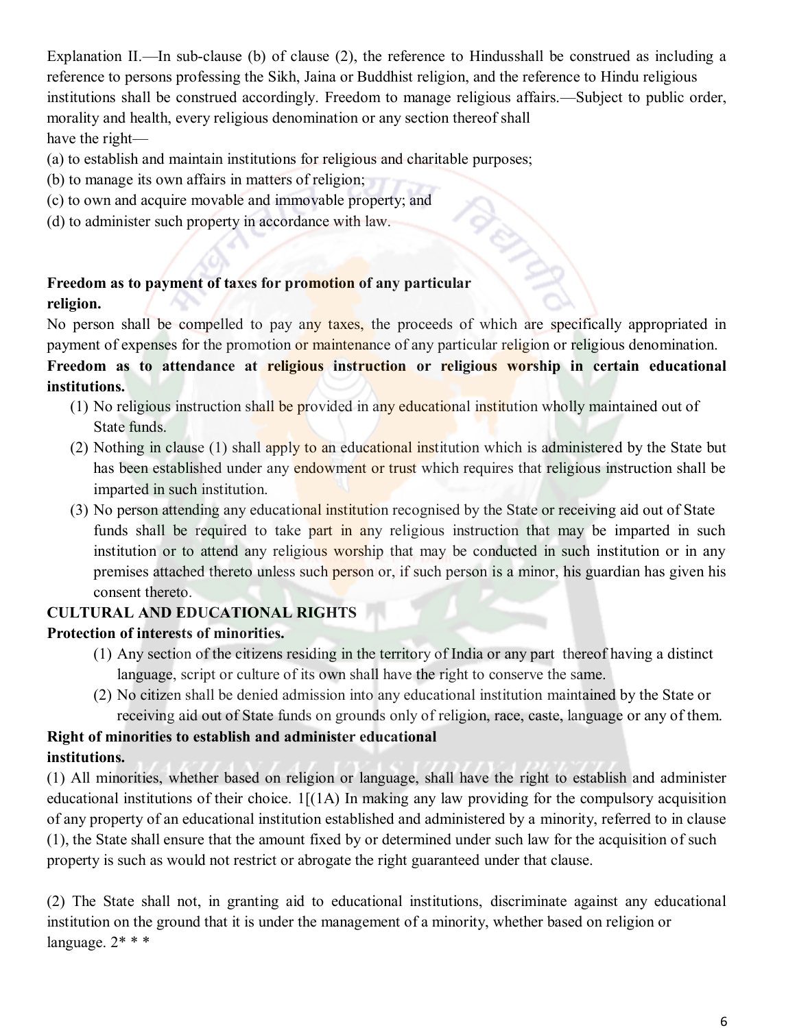Explanation II.—In sub-clause (b) of clause (2), the reference to Hindusshall be construed as including a reference to persons professing the Sikh, Jaina or Buddhist religion, and the reference to Hindu religious institutions shall be construed accordingly. Freedom to manage religious affairs.—Subject to public order, morality and health, every religious denomination or any section thereof shall
have the right—

(a) to establish and maintain institutions for religious and charitable purposes;
(b) to manage its own affairs in matters of religion;
(c) to own and acquire movable and immovable property; and
(d) to administer such property in accordance with law.

**Freedom as to payment of taxes for promotion of any particular religion.**

No person shall be compelled to pay any taxes, the proceeds of which are specifically appropriated in payment of expenses for the promotion or maintenance of any particular religion or religious denomination.

**Freedom as to attendance at religious instruction or religious worship in certain educational institutions.**

1. No religious instruction shall be provided in any educational institution wholly maintained out of State funds.
2. Nothing in clause (1) shall apply to an educational institution which is administered by the State but has been established under any endowment or trust which requires that religious instruction shall be imparted in such institution.
3. No person attending any educational institution recognised by the State or receiving aid out of State funds shall be required to take part in any religious instruction that may be imparted in such institution or to attend any religious worship that may be conducted in such institution or in any premises attached thereto unless such person or, if such person is a minor, his guardian has given his consent thereto.

**CULTURAL AND EDUCATIONAL RIGHTS**

**Protection of interests of minorities.**

1. Any section of the citizens residing in the territory of India or any part thereof having a distinct language, script or culture of its own shall have the right to conserve the same.
2. No citizen shall be denied admission into any educational institution maintained by the State or receiving aid out of State funds on grounds only of religion, race, caste, language or any of them.

**Right of minorities to establish and administer educational institutions.**

(1) All minorities, whether based on religion or language, shall have the right to establish and administer educational institutions of their choice. 1[(1A) In making any law providing for the compulsory acquisition of any property of an educational institution established and administered by a minority, referred to in clause (1), the State shall ensure that the amount fixed by or determined under such law for the acquisition of such property is such as would not restrict or abrogate the right guaranteed under that clause.

(2) The State shall not, in granting aid to educational institutions, discriminate against any educational institution on the ground that it is under the management of a minority, whether based on religion or language. 2* * *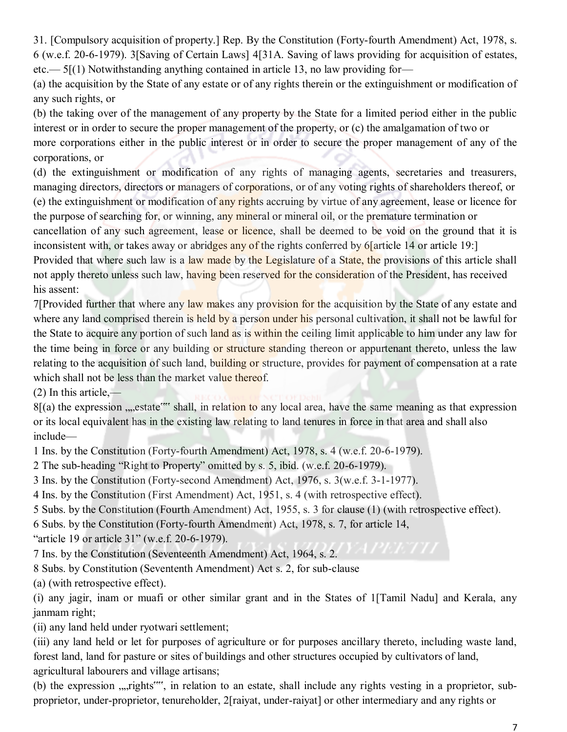31. [Compulsory acquisition of property.] Rep. By the Constitution (Forty-fourth Amendment) Act, 1978, s. 6 (w.e.f. 20-6-1979). 3[Saving of Certain Laws] 4[31A. Saving of laws providing for acquisition of estates, etc.— 5[(1) Notwithstanding anything contained in article 13, no law providing for—

(a) the acquisition by the State of any estate or of any rights therein or the extinguishment or modification of any such rights, or

(b) the taking over of the management of any property by the State for a limited period either in the public interest or in order to secure the proper management of the property, or (c) the amalgamation of two or more corporations either in the public interest or in order to secure the proper management of any of the corporations, or

(d) the extinguishment or modification of any rights of managing agents, secretaries and treasurers, managing directors, directors or managers of corporations, or of any voting rights of shareholders thereof, or

(e) the extinguishment or modification of any rights accruing by virtue of any agreement, lease or licence for the purpose of searching for, or winning, any mineral or mineral oil, or the premature termination or cancellation of any such agreement, lease or licence, shall be deemed to be void on the ground that it is inconsistent with, or takes away or abridges any of the rights conferred by 6[article 14 or article 19:]

Provided that where such law is a law made by the Legislature of a State, the provisions of this article shall not apply thereto unless such law, having been reserved for the consideration of the President, has received his assent:

7[Provided further that where any law makes any provision for the acquisition by the State of any estate and where any land comprised therein is held by a person under his personal cultivation, it shall not be lawful for the State to acquire any portion of such land as is within the ceiling limit applicable to him under any law for the time being in force or any building or structure standing thereon or appurtenant thereto, unless the law relating to the acquisition of such land, building or structure, provides for payment of compensation at a rate which shall not be less than the market value thereof.

(2) In this article,—

8[(a) the expression „„estate"" shall, in relation to any local area, have the same meaning as that expression or its local equivalent has in the existing law relating to land tenures in force in that area and shall also include—

1 Ins. by the Constitution (Forty-fourth Amendment) Act, 1978, s. 4 (w.e.f. 20-6-1979).

2 The sub-heading "Right to Property" omitted by s. 5, ibid. (w.e.f. 20-6-1979).

3 Ins. by the Constitution (Forty-second Amendment) Act, 1976, s. 3(w.e.f. 3-1-1977).

4 Ins. by the Constitution (First Amendment) Act, 1951, s. 4 (with retrospective effect).

5 Subs. by the Constitution (Fourth Amendment) Act, 1955, s. 3 for clause (1) (with retrospective effect).

6 Subs. by the Constitution (Forty-fourth Amendment) Act, 1978, s. 7, for article 14,
"article 19 or article 31" (w.e.f. 20-6-1979).

7 Ins. by the Constitution (Seventeenth Amendment) Act, 1964, s. 2.

8 Subs. by Constitution (Seventeenth Amendment) Act s. 2, for sub-clause
(a) (with retrospective effect).

(i) any jagir, inam or muafi or other similar grant and in the States of 1[Tamil Nadu] and Kerala, any janmam right;

(ii) any land held under ryotwari settlement;

(iii) any land held or let for purposes of agriculture or for purposes ancillary thereto, including waste land, forest land, land for pasture or sites of buildings and other structures occupied by cultivators of land, agricultural labourers and village artisans;

(b) the expression „„rights"", in relation to an estate, shall include any rights vesting in a proprietor, sub-proprietor, under-proprietor, tenureholder, 2[raiyat, under-raiyat] or other intermediary and any rights or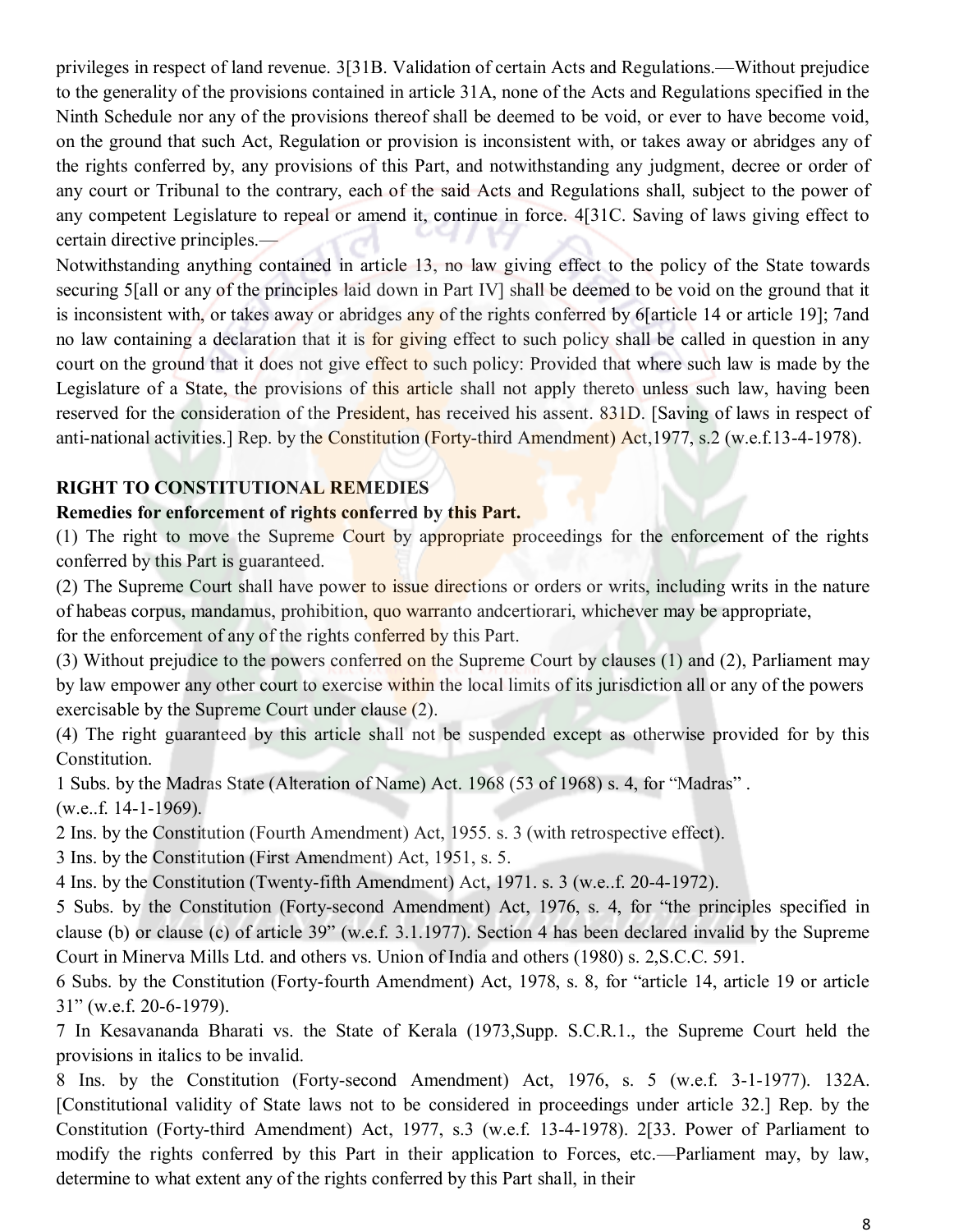privileges in respect of land revenue. 3[31B. Validation of certain Acts and Regulations.—Without prejudice to the generality of the provisions contained in article 31A, none of the Acts and Regulations specified in the Ninth Schedule nor any of the provisions thereof shall be deemed to be void, or ever to have become void, on the ground that such Act, Regulation or provision is inconsistent with, or takes away or abridges any of the rights conferred by, any provisions of this Part, and notwithstanding any judgment, decree or order of any court or Tribunal to the contrary, each of the said Acts and Regulations shall, subject to the power of any competent Legislature to repeal or amend it, continue in force. 4[31C. Saving of laws giving effect to certain directive principles.—

Notwithstanding anything contained in article 13, no law giving effect to the policy of the State towards securing 5[all or any of the principles laid down in Part IV] shall be deemed to be void on the ground that it is inconsistent with, or takes away or abridges any of the rights conferred by 6[article 14 or article 19]; 7and no law containing a declaration that it is for giving effect to such policy shall be called in question in any court on the ground that it does not give effect to such policy: Provided that where such law is made by the Legislature of a State, the provisions of this article shall not apply thereto unless such law, having been reserved for the consideration of the President, has received his assent. 831D. [Saving of laws in respect of anti-national activities.] Rep. by the Constitution (Forty-third Amendment) Act,1977, s.2 (w.e.f.13-4-1978).

**RIGHT TO CONSTITUTIONAL REMEDIES**

**Remedies for enforcement of rights conferred by this Part.**

(1) The right to move the Supreme Court by appropriate proceedings for the enforcement of the rights conferred by this Part is guaranteed.

(2) The Supreme Court shall have power to issue directions or orders or writs, including writs in the nature of habeas corpus, mandamus, prohibition, quo warranto andcertiorari, whichever may be appropriate, for the enforcement of any of the rights conferred by this Part.

(3) Without prejudice to the powers conferred on the Supreme Court by clauses (1) and (2), Parliament may by law empower any other court to exercise within the local limits of its jurisdiction all or any of the powers exercisable by the Supreme Court under clause (2).

(4) The right guaranteed by this article shall not be suspended except as otherwise provided for by this Constitution.

1 Subs. by the Madras State (Alteration of Name) Act. 1968 (53 of 1968) s. 4, for "Madras" . (w.e..f. 14-1-1969).

2 Ins. by the Constitution (Fourth Amendment) Act, 1955. s. 3 (with retrospective effect).

3 Ins. by the Constitution (First Amendment) Act, 1951, s. 5.

4 Ins. by the Constitution (Twenty-fifth Amendment) Act, 1971. s. 3 (w.e..f. 20-4-1972).

5 Subs. by the Constitution (Forty-second Amendment) Act, 1976, s. 4, for "the principles specified in clause (b) or clause (c) of article 39" (w.e.f. 3.1.1977). Section 4 has been declared invalid by the Supreme Court in Minerva Mills Ltd. and others vs. Union of India and others (1980) s. 2,S.C.C. 591.

6 Subs. by the Constitution (Forty-fourth Amendment) Act, 1978, s. 8, for "article 14, article 19 or article 31" (w.e.f. 20-6-1979).

7 In Kesavananda Bharati vs. the State of Kerala (1973,Supp. S.C.R.1., the Supreme Court held the provisions in italics to be invalid.

8 Ins. by the Constitution (Forty-second Amendment) Act, 1976, s. 5 (w.e.f. 3-1-1977). 132A. [Constitutional validity of State laws not to be considered in proceedings under article 32.] Rep. by the Constitution (Forty-third Amendment) Act, 1977, s.3 (w.e.f. 13-4-1978). 2[33. Power of Parliament to modify the rights conferred by this Part in their application to Forces, etc.—Parliament may, by law, determine to what extent any of the rights conferred by this Part shall, in their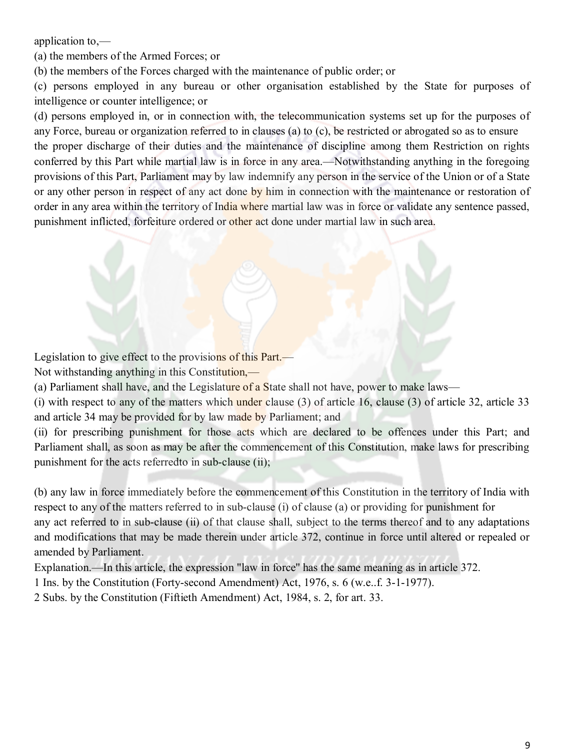application to,—

(a) the members of the Armed Forces; or

(b) the members of the Forces charged with the maintenance of public order; or

(c) persons employed in any bureau or other organisation established by the State for purposes of intelligence or counter intelligence; or

(d) persons employed in, or in connection with, the telecommunication systems set up for the purposes of any Force, bureau or organization referred to in clauses (a) to (c), be restricted or abrogated so as to ensure the proper discharge of their duties and the maintenance of discipline among them Restriction on rights conferred by this Part while martial law is in force in any area.—Notwithstanding anything in the foregoing provisions of this Part, Parliament may by law indemnify any person in the service of the Union or of a State or any other person in respect of any act done by him in connection with the maintenance or restoration of order in any area within the territory of India where martial law was in force or validate any sentence passed, punishment inflicted, forfeiture ordered or other act done under martial law in such area.

Legislation to give effect to the provisions of this Part.—

Not withstanding anything in this Constitution,—

(a) Parliament shall have, and the Legislature of a State shall not have, power to make laws—

(i) with respect to any of the matters which under clause (3) of article 16, clause (3) of article 32, article 33 and article 34 may be provided for by law made by Parliament; and

(ii) for prescribing punishment for those acts which are declared to be offences under this Part; and Parliament shall, as soon as may be after the commencement of this Constitution, make laws for prescribing punishment for the acts referredto in sub-clause (ii);

(b) any law in force immediately before the commencement of this Constitution in the territory of India with respect to any of the matters referred to in sub-clause (i) of clause (a) or providing for punishment for any act referred to in sub-clause (ii) of that clause shall, subject to the terms thereof and to any adaptations and modifications that may be made therein under article 372, continue in force until altered or repealed or amended by Parliament.

Explanation.—In this article, the expression "law in force" has the same meaning as in article 372.

1 Ins. by the Constitution (Forty-second Amendment) Act, 1976, s. 6 (w.e..f. 3-1-1977).

2 Subs. by the Constitution (Fiftieth Amendment) Act, 1984, s. 2, for art. 33.